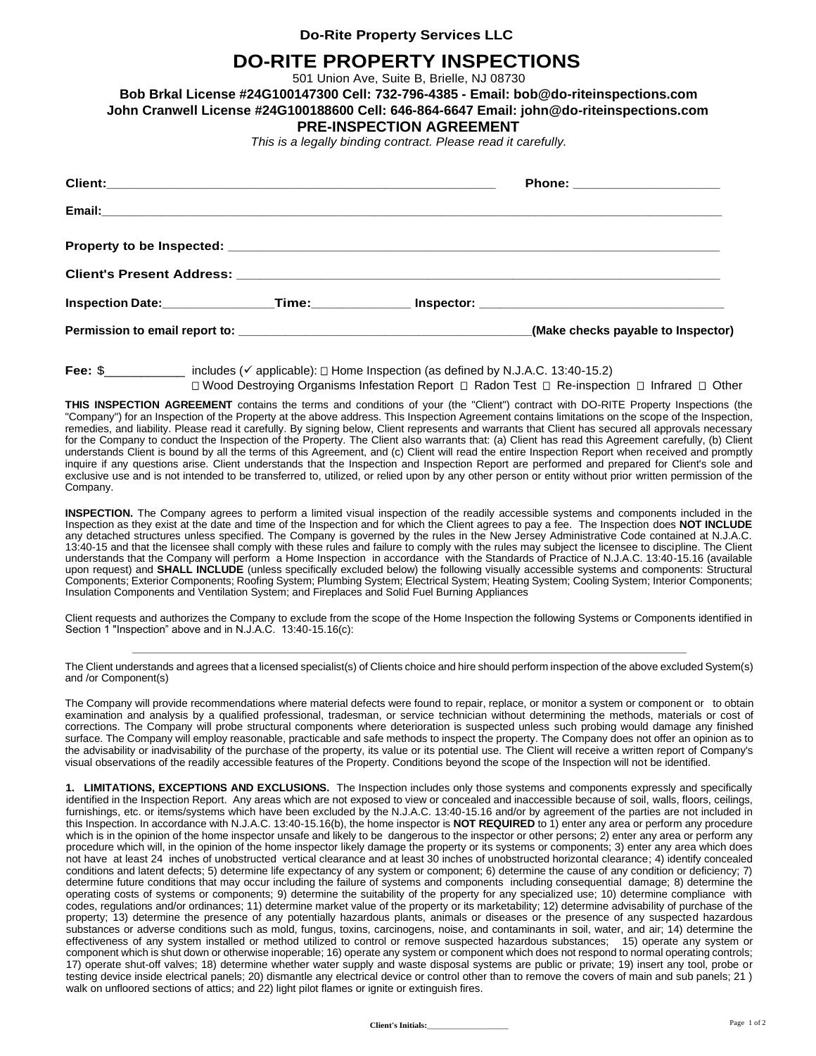**Do-Rite Property Services LLC**

# DO-RITE PROPERTY INSPECTIONS

501 Union Ave, Suite B, Brielle, NJ 08730

**Bob Brkal License #24G100147300 Cell: 732-796-4385 - Email: bob@do-riteinspections.com**
**John Cranwell License #24G100188600 Cell: 646-864-6647 Email: john@do-riteinspections.com**

## PRE-INSPECTION AGREEMENT

*This is a legally binding contract. Please read it carefully.*

**Client:**_______________________________________________________ **Phone:** ____________________

**Email:**________________________________________________________________________________________

**Property to be Inspected:** ______________________________________________________________________

**Client's Present Address:** ______________________________________________________________________

**Inspection Date:**________________**Time:**______________ **Inspector:** __________________________________

**Permission to email report to:** ________________________________________**(Make checks payable to Inspector)**

**Fee:** $___________ includes (✓ applicable): ☐ Home Inspection (as defined by N.J.A.C. 13:40-15.2)
☐ Wood Destroying Organisms Infestation Report ☐ Radon Test ☐ Re-inspection ☐ Infrared ☐ Other

**THIS INSPECTION AGREEMENT** contains the terms and conditions of your (the "Client") contract with DO-RITE Property Inspections (the "Company") for an Inspection of the Property at the above address. This Inspection Agreement contains limitations on the scope of the Inspection, remedies, and liability. Please read it carefully. By signing below, Client represents and warrants that Client has secured all approvals necessary for the Company to conduct the Inspection of the Property. The Client also warrants that: (a) Client has read this Agreement carefully, (b) Client understands Client is bound by all the terms of this Agreement, and (c) Client will read the entire Inspection Report when received and promptly inquire if any questions arise. Client understands that the Inspection and Inspection Report are performed and prepared for Client's sole and exclusive use and is not intended to be transferred to, utilized, or relied upon by any other person or entity without prior written permission of the Company.

**INSPECTION.** The Company agrees to perform a limited visual inspection of the readily accessible systems and components included in the Inspection as they exist at the date and time of the Inspection and for which the Client agrees to pay a fee. The Inspection does **NOT INCLUDE** any detached structures unless specified. The Company is governed by the rules in the New Jersey Administrative Code contained at N.J.A.C. 13:40-15 and that the licensee shall comply with these rules and failure to comply with the rules may subject the licensee to discipline. The Client understands that the Company will perform a Home Inspection in accordance with the Standards of Practice of N.J.A.C. 13:40-15.16 (available upon request) and **SHALL INCLUDE** (unless specifically excluded below) the following visually accessible systems and components: Structural Components; Exterior Components; Roofing System; Plumbing System; Electrical System; Heating System; Cooling System; Interior Components; Insulation Components and Ventilation System; and Fireplaces and Solid Fuel Burning Appliances

Client requests and authorizes the Company to exclude from the scope of the Home Inspection the following Systems or Components identified in Section 1 "Inspection" above and in N.J.A.C. 13:40-15.16(c):

________________________________________________________________________________________

The Client understands and agrees that a licensed specialist(s) of Clients choice and hire should perform inspection of the above excluded System(s) and /or Component(s)

The Company will provide recommendations where material defects were found to repair, replace, or monitor a system or component or to obtain examination and analysis by a qualified professional, tradesman, or service technician without determining the methods, materials or cost of corrections. The Company will probe structural components where deterioration is suspected unless such probing would damage any finished surface. The Company will employ reasonable, practicable and safe methods to inspect the property. The Company does not offer an opinion as to the advisability or inadvisability of the purchase of the property, its value or its potential use. The Client will receive a written report of Company's visual observations of the readily accessible features of the Property. Conditions beyond the scope of the Inspection will not be identified.

**1. LIMITATIONS, EXCEPTIONS AND EXCLUSIONS.** The Inspection includes only those systems and components expressly and specifically identified in the Inspection Report. Any areas which are not exposed to view or concealed and inaccessible because of soil, walls, floors, ceilings, furnishings, etc. or items/systems which have been excluded by the N.J.A.C. 13:40-15.16 and/or by agreement of the parties are not included in this Inspection. In accordance with N.J.A.C. 13:40-15.16(b), the home inspector is **NOT REQUIRED** to 1) enter any area or perform any procedure which is in the opinion of the home inspector unsafe and likely to be dangerous to the inspector or other persons; 2) enter any area or perform any procedure which will, in the opinion of the home inspector likely damage the property or its systems or components; 3) enter any area which does not have at least 24 inches of unobstructed vertical clearance and at least 30 inches of unobstructed horizontal clearance; 4) identify concealed conditions and latent defects; 5) determine life expectancy of any system or component; 6) determine the cause of any condition or deficiency; 7) determine future conditions that may occur including the failure of systems and components including consequential damage; 8) determine the operating costs of systems or components; 9) determine the suitability of the property for any specialized use; 10) determine compliance with codes, regulations and/or ordinances; 11) determine market value of the property or its marketability; 12) determine advisability of purchase of the property; 13) determine the presence of any potentially hazardous plants, animals or diseases or the presence of any suspected hazardous substances or adverse conditions such as mold, fungus, toxins, carcinogens, noise, and contaminants in soil, water, and air; 14) determine the effectiveness of any system installed or method utilized to control or remove suspected hazardous substances; 15) operate any system or component which is shut down or otherwise inoperable; 16) operate any system or component which does not respond to normal operating controls; 17) operate shut-off valves; 18) determine whether water supply and waste disposal systems are public or private; 19) insert any tool, probe or testing device inside electrical panels; 20) dismantle any electrical device or control other than to remove the covers of main and sub panels; 21 ) walk on unfloored sections of attics; and 22) light pilot flames or ignite or extinguish fires.

**Client's Initials:**__________________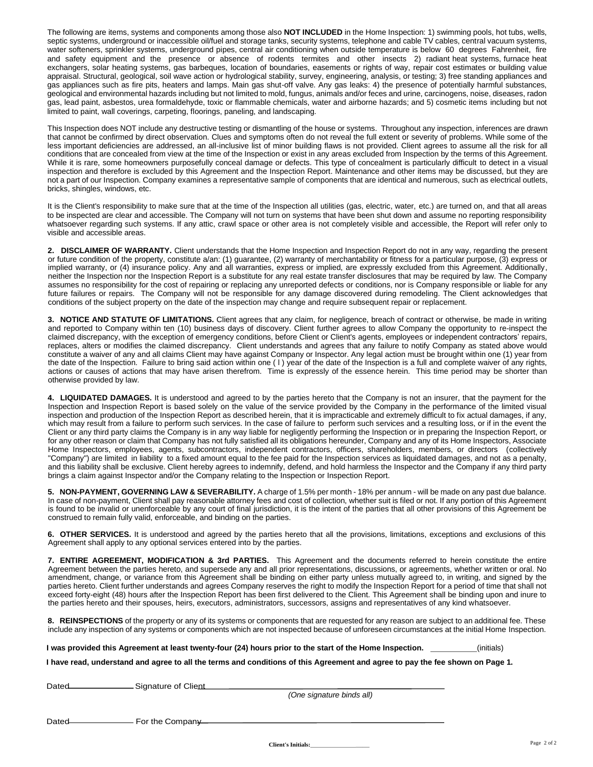The following are items, systems and components among those also **NOT INCLUDED** in the Home Inspection: 1) swimming pools, hot tubs, wells, septic systems, underground or inaccessible oil/fuel and storage tanks, security systems, telephone and cable TV cables, central vacuum systems, water softeners, sprinkler systems, underground pipes, central air conditioning when outside temperature is below 60 degrees Fahrenheit, fire and safety equipment and the presence or absence of rodents termites and other insects 2) radiant heat systems, furnace heat exchangers, solar heating systems, gas barbeques, location of boundaries, easements or rights of way, repair cost estimates or building value appraisal. Structural, geological, soil wave action or hydrological stability, survey, engineering, analysis, or testing; 3) free standing appliances and gas appliances such as fire pits, heaters and lamps. Main gas shut-off valve. Any gas leaks: 4) the presence of potentially harmful substances, geological and environmental hazards including but not limited to mold, fungus, animals and/or feces and urine, carcinogens, noise, diseases, radon gas, lead paint, asbestos, urea formaldehyde, toxic or flammable chemicals, water and airborne hazards; and 5) cosmetic items including but not limited to paint, wall coverings, carpeting, floorings, paneling, and landscaping.

This Inspection does NOT include any destructive testing or dismantling of the house or systems. Throughout any inspection, inferences are drawn that cannot be confirmed by direct observation. Clues and symptoms often do not reveal the full extent or severity of problems. While some of the less important deficiencies are addressed, an all-inclusive list of minor building flaws is not provided. Client agrees to assume all the risk for all conditions that are concealed from view at the time of the Inspection or exist in any areas excluded from Inspection by the terms of this Agreement. While it is rare, some homeowners purposefully conceal damage or defects. This type of concealment is particularly difficult to detect in a visual inspection and therefore is excluded by this Agreement and the Inspection Report. Maintenance and other items may be discussed, but they are not a part of our Inspection. Company examines a representative sample of components that are identical and numerous, such as electrical outlets, bricks, shingles, windows, etc.

It is the Client's responsibility to make sure that at the time of the Inspection all utilities (gas, electric, water, etc.) are turned on, and that all areas to be inspected are clear and accessible. The Company will not turn on systems that have been shut down and assume no reporting responsibility whatsoever regarding such systems. If any attic, crawl space or other area is not completely visible and accessible, the Report will refer only to visible and accessible areas.

**2. DISCLAIMER OF WARRANTY.** Client understands that the Home Inspection and Inspection Report do not in any way, regarding the present or future condition of the property, constitute a/an: (1) guarantee, (2) warranty of merchantability or fitness for a particular purpose, (3) express or implied warranty, or (4) insurance policy. Any and all warranties, express or implied, are expressly excluded from this Agreement. Additionally, neither the Inspection nor the Inspection Report is a substitute for any real estate transfer disclosures that may be required by law. The Company assumes no responsibility for the cost of repairing or replacing any unreported defects or conditions, nor is Company responsible or liable for any future failures or repairs. The Company will not be responsible for any damage discovered during remodeling. The Client acknowledges that conditions of the subject property on the date of the inspection may change and require subsequent repair or replacement.

**3. NOTICE AND STATUTE OF LIMITATIONS.** Client agrees that any claim, for negligence, breach of contract or otherwise, be made in writing and reported to Company within ten (10) business days of discovery. Client further agrees to allow Company the opportunity to re-inspect the claimed discrepancy, with the exception of emergency conditions, before Client or Client's agents, employees or independent contractors' repairs, replaces, alters or modifies the claimed discrepancy. Client understands and agrees that any failure to notify Company as stated above would constitute a waiver of any and all claims Client may have against Company or Inspector. Any legal action must be brought within one (1) year from the date of the Inspection. Failure to bring said action within one ( l ) year of the date of the Inspection is a full and complete waiver of any rights, actions or causes of actions that may have arisen therefrom. Time is expressly of the essence herein. This time period may be shorter than otherwise provided by law.

**4. LIQUIDATED DAMAGES.** It is understood and agreed to by the parties hereto that the Company is not an insurer, that the payment for the Inspection and Inspection Report is based solely on the value of the service provided by the Company in the performance of the limited visual inspection and production of the Inspection Report as described herein, that it is impracticable and extremely difficult to fix actual damages, if any, which may result from a failure to perform such services. In the case of failure to perform such services and a resulting loss, or if in the event the Client or any third party claims the Company is in any way liable for negligently performing the Inspection or in preparing the Inspection Report, or for any other reason or claim that Company has not fully satisfied all its obligations hereunder, Company and any of its Home Inspectors, Associate Home Inspectors, employees, agents, subcontractors, independent contractors, officers, shareholders, members, or directors (collectively "Company") are limited in liability to a fixed amount equal to the fee paid for the Inspection services as liquidated damages, and not as a penalty, and this liability shall be exclusive. Client hereby agrees to indemnify, defend, and hold harmless the Inspector and the Company if any third party brings a claim against Inspector and/or the Company relating to the Inspection or Inspection Report.

**5. NON-PAYMENT, GOVERNING LAW & SEVERABILITY.** A charge of 1.5% per month - 18% per annum - will be made on any past due balance. In case of non-payment, Client shall pay reasonable attorney fees and cost of collection, whether suit is filed or not. If any portion of this Agreement is found to be invalid or unenforceable by any court of final jurisdiction, it is the intent of the parties that all other provisions of this Agreement be construed to remain fully valid, enforceable, and binding on the parties.

**6. OTHER SERVICES.** It is understood and agreed by the parties hereto that all the provisions, limitations, exceptions and exclusions of this Agreement shall apply to any optional services entered into by the parties.

**7. ENTIRE AGREEMENT, MODIFICATION & 3rd PARTIES.** This Agreement and the documents referred to herein constitute the entire Agreement between the parties hereto, and supersede any and all prior representations, discussions, or agreements, whether written or oral. No amendment, change, or variance from this Agreement shall be binding on either party unless mutually agreed to, in writing, and signed by the parties hereto. Client further understands and agrees Company reserves the right to modify the Inspection Report for a period of time that shall not exceed forty-eight (48) hours after the Inspection Report has been first delivered to the Client. This Agreement shall be binding upon and inure to the parties hereto and their spouses, heirs, executors, administrators, successors, assigns and representatives of any kind whatsoever.

**8. REINSPECTIONS** of the property or any of its systems or components that are requested for any reason are subject to an additional fee. These include any inspection of any systems or components which are not inspected because of unforeseen circumstances at the initial Home Inspection.

**I was provided this Agreement at least twenty-four (24) hours prior to the start of the Home Inspection.** __________(initials)

**I have read, understand and agree to all the terms and conditions of this Agreement and agree to pay the fee shown on Page 1.**

Dated______________ Signature of Client______________________________________________

*(One signature binds all)*

Dated______________ For the Company______________________________________________

**Client's Initials:**__________________